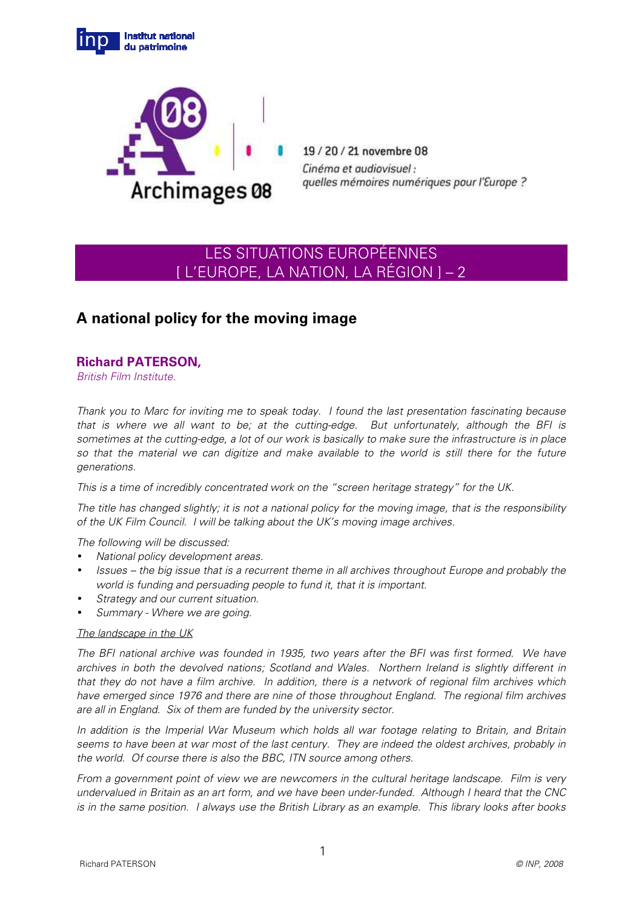Institut national du patrimoine

Archimages 08

19 / 20 / 21 novembre 08

*Cinéma et audiovisuel : quelles mémoires numériques pour l'Europe ?*

LES SITUATIONS EUROPÉENNES
[ L'EUROPE, LA NATION, LA RÉGION ] – 2

## A national policy for the moving image

### Richard PATERSON,

*British Film Institute.*

*Thank you to Marc for inviting me to speak today. I found the last presentation fascinating because that is where we all want to be; at the cutting-edge. But unfortunately, although the BFI is sometimes at the cutting-edge, a lot of our work is basically to make sure the infrastructure is in place so that the material we can digitize and make available to the world is still there for the future generations.*

*This is a time of incredibly concentrated work on the "screen heritage strategy" for the UK.*

*The title has changed slightly; it is not a national policy for the moving image, that is the responsibility of the UK Film Council. I will be talking about the UK's moving image archives.*

*The following will be discussed:*

- *National policy development areas.*
- *Issues – the big issue that is a recurrent theme in all archives throughout Europe and probably the world is funding and persuading people to fund it, that it is important.*
- *Strategy and our current situation.*
- *Summary - Where we are going.*

*The landscape in the UK*

*The BFI national archive was founded in 1935, two years after the BFI was first formed. We have archives in both the devolved nations; Scotland and Wales. Northern Ireland is slightly different in that they do not have a film archive. In addition, there is a network of regional film archives which have emerged since 1976 and there are nine of those throughout England. The regional film archives are all in England. Six of them are funded by the university sector.*

*In addition is the Imperial War Museum which holds all war footage relating to Britain, and Britain seems to have been at war most of the last century. They are indeed the oldest archives, probably in the world. Of course there is also the BBC, ITN source among others.*

*From a government point of view we are newcomers in the cultural heritage landscape. Film is very undervalued in Britain as an art form, and we have been under-funded. Although I heard that the CNC is in the same position. I always use the British Library as an example. This library looks after books*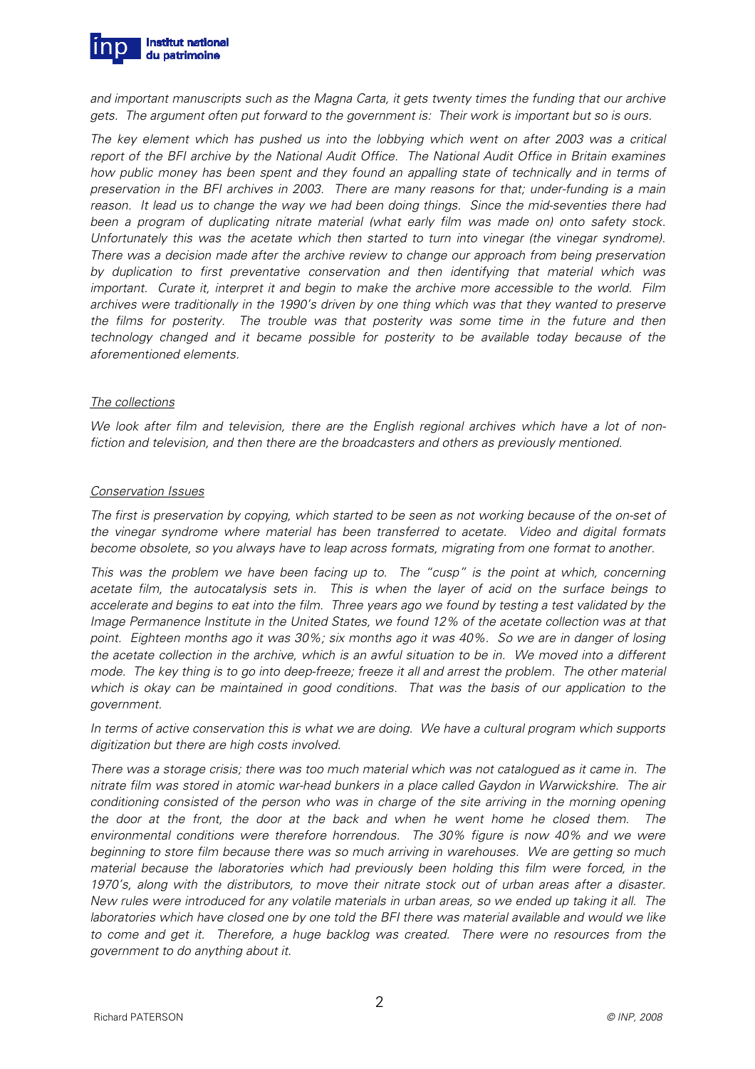*and important manuscripts such as the Magna Carta, it gets twenty times the funding that our archive gets. The argument often put forward to the government is: Their work is important but so is ours.*

*The key element which has pushed us into the lobbying which went on after 2003 was a critical report of the BFI archive by the National Audit Office. The National Audit Office in Britain examines how public money has been spent and they found an appalling state of technically and in terms of preservation in the BFI archives in 2003. There are many reasons for that; under-funding is a main reason. It lead us to change the way we had been doing things. Since the mid-seventies there had been a program of duplicating nitrate material (what early film was made on) onto safety stock. Unfortunately this was the acetate which then started to turn into vinegar (the vinegar syndrome). There was a decision made after the archive review to change our approach from being preservation by duplication to first preventative conservation and then identifying that material which was important. Curate it, interpret it and begin to make the archive more accessible to the world. Film archives were traditionally in the 1990's driven by one thing which was that they wanted to preserve the films for posterity. The trouble was that posterity was some time in the future and then technology changed and it became possible for posterity to be available today because of the aforementioned elements.*

<u>*The collections*</u>

*We look after film and television, there are the English regional archives which have a lot of non-fiction and television, and then there are the broadcasters and others as previously mentioned.*

<u>*Conservation Issues*</u>

*The first is preservation by copying, which started to be seen as not working because of the on-set of the vinegar syndrome where material has been transferred to acetate. Video and digital formats become obsolete, so you always have to leap across formats, migrating from one format to another.*

*This was the problem we have been facing up to. The "cusp" is the point at which, concerning acetate film, the autocatalysis sets in. This is when the layer of acid on the surface beings to accelerate and begins to eat into the film. Three years ago we found by testing a test validated by the Image Permanence Institute in the United States, we found 12% of the acetate collection was at that point. Eighteen months ago it was 30%; six months ago it was 40%. So we are in danger of losing the acetate collection in the archive, which is an awful situation to be in. We moved into a different mode. The key thing is to go into deep-freeze; freeze it all and arrest the problem. The other material which is okay can be maintained in good conditions. That was the basis of our application to the government.*

*In terms of active conservation this is what we are doing. We have a cultural program which supports digitization but there are high costs involved.*

*There was a storage crisis; there was too much material which was not catalogued as it came in. The nitrate film was stored in atomic war-head bunkers in a place called Gaydon in Warwickshire. The air conditioning consisted of the person who was in charge of the site arriving in the morning opening the door at the front, the door at the back and when he went home he closed them. The environmental conditions were therefore horrendous. The 30% figure is now 40% and we were beginning to store film because there was so much arriving in warehouses. We are getting so much material because the laboratories which had previously been holding this film were forced, in the 1970's, along with the distributors, to move their nitrate stock out of urban areas after a disaster. New rules were introduced for any volatile materials in urban areas, so we ended up taking it all. The laboratories which have closed one by one told the BFI there was material available and would we like to come and get it. Therefore, a huge backlog was created. There were no resources from the government to do anything about it.*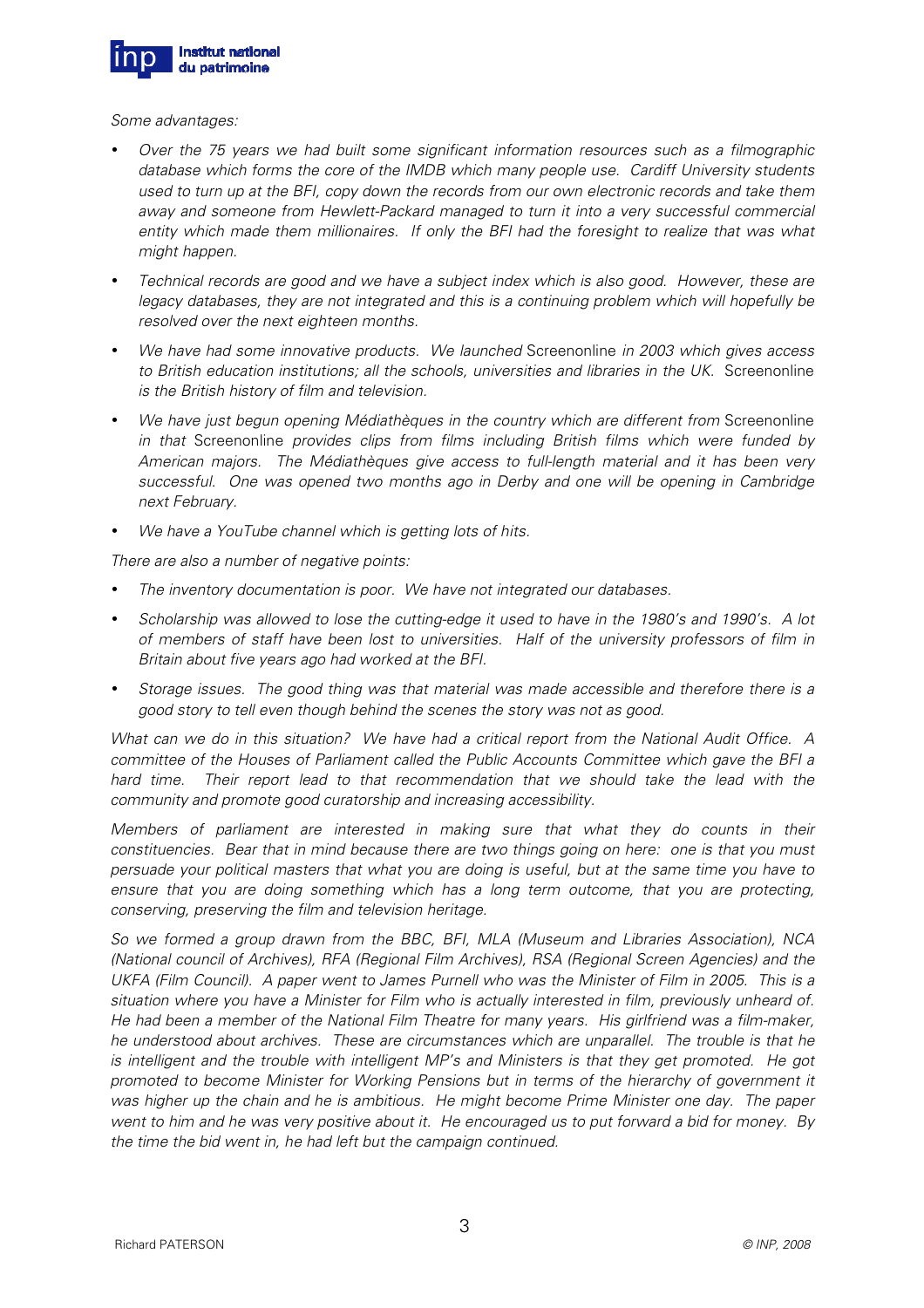*Some advantages:*

- *Over the 75 years we had built some significant information resources such as a filmographic database which forms the core of the IMDB which many people use. Cardiff University students used to turn up at the BFI, copy down the records from our own electronic records and take them away and someone from Hewlett-Packard managed to turn it into a very successful commercial entity which made them millionaires. If only the BFI had the foresight to realize that was what might happen.*
- *Technical records are good and we have a subject index which is also good. However, these are legacy databases, they are not integrated and this is a continuing problem which will hopefully be resolved over the next eighteen months.*
- *We have had some innovative products. We launched* Screenonline *in 2003 which gives access to British education institutions; all the schools, universities and libraries in the UK.* Screenonline *is the British history of film and television.*
- *We have just begun opening Médiathèques in the country which are different from* Screenonline *in that* Screenonline *provides clips from films including British films which were funded by American majors. The Médiathèques give access to full-length material and it has been very successful. One was opened two months ago in Derby and one will be opening in Cambridge next February.*
- *We have a YouTube channel which is getting lots of hits.*

*There are also a number of negative points:*

- *The inventory documentation is poor. We have not integrated our databases.*
- *Scholarship was allowed to lose the cutting-edge it used to have in the 1980's and 1990's. A lot of members of staff have been lost to universities. Half of the university professors of film in Britain about five years ago had worked at the BFI.*
- *Storage issues. The good thing was that material was made accessible and therefore there is a good story to tell even though behind the scenes the story was not as good.*

*What can we do in this situation? We have had a critical report from the National Audit Office. A committee of the Houses of Parliament called the Public Accounts Committee which gave the BFI a hard time. Their report lead to that recommendation that we should take the lead with the community and promote good curatorship and increasing accessibility.*

*Members of parliament are interested in making sure that what they do counts in their constituencies. Bear that in mind because there are two things going on here: one is that you must persuade your political masters that what you are doing is useful, but at the same time you have to ensure that you are doing something which has a long term outcome, that you are protecting, conserving, preserving the film and television heritage.*

*So we formed a group drawn from the BBC, BFI, MLA (Museum and Libraries Association), NCA (National council of Archives), RFA (Regional Film Archives), RSA (Regional Screen Agencies) and the UKFA (Film Council). A paper went to James Purnell who was the Minister of Film in 2005. This is a situation where you have a Minister for Film who is actually interested in film, previously unheard of. He had been a member of the National Film Theatre for many years. His girlfriend was a film-maker, he understood about archives. These are circumstances which are unparallel. The trouble is that he is intelligent and the trouble with intelligent MP's and Ministers is that they get promoted. He got promoted to become Minister for Working Pensions but in terms of the hierarchy of government it was higher up the chain and he is ambitious. He might become Prime Minister one day. The paper went to him and he was very positive about it. He encouraged us to put forward a bid for money. By the time the bid went in, he had left but the campaign continued.*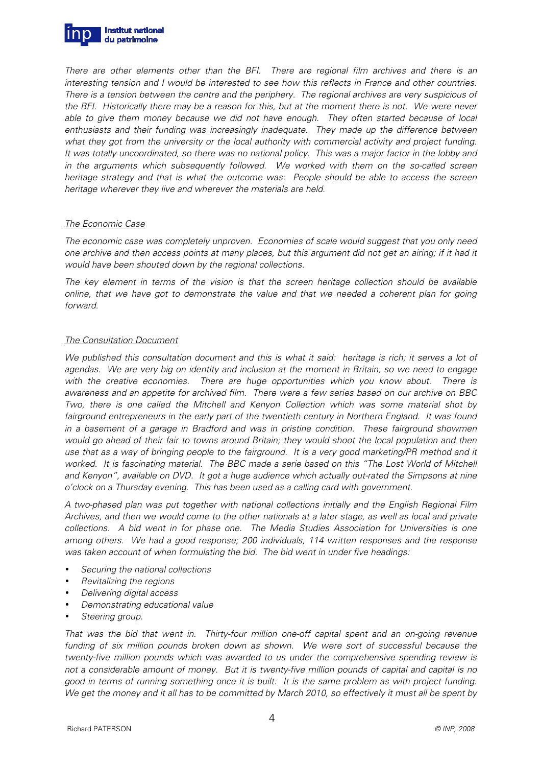*There are other elements other than the BFI. There are regional film archives and there is an interesting tension and I would be interested to see how this reflects in France and other countries. There is a tension between the centre and the periphery. The regional archives are very suspicious of the BFI. Historically there may be a reason for this, but at the moment there is not. We were never able to give them money because we did not have enough. They often started because of local enthusiasts and their funding was increasingly inadequate. They made up the difference between what they got from the university or the local authority with commercial activity and project funding. It was totally uncoordinated, so there was no national policy. This was a major factor in the lobby and in the arguments which subsequently followed. We worked with them on the so-called screen heritage strategy and that is what the outcome was: People should be able to access the screen heritage wherever they live and wherever the materials are held.*

## *The Economic Case*

*The economic case was completely unproven. Economies of scale would suggest that you only need one archive and then access points at many places, but this argument did not get an airing; if it had it would have been shouted down by the regional collections.*

*The key element in terms of the vision is that the screen heritage collection should be available online, that we have got to demonstrate the value and that we needed a coherent plan for going forward.*

## *The Consultation Document*

*We published this consultation document and this is what it said: heritage is rich; it serves a lot of agendas. We are very big on identity and inclusion at the moment in Britain, so we need to engage with the creative economies. There are huge opportunities which you know about. There is awareness and an appetite for archived film. There were a few series based on our archive on BBC Two, there is one called the Mitchell and Kenyon Collection which was some material shot by fairground entrepreneurs in the early part of the twentieth century in Northern England. It was found in a basement of a garage in Bradford and was in pristine condition. These fairground showmen would go ahead of their fair to towns around Britain; they would shoot the local population and then use that as a way of bringing people to the fairground. It is a very good marketing/PR method and it worked. It is fascinating material. The BBC made a serie based on this "The Lost World of Mitchell and Kenyon", available on DVD. It got a huge audience which actually out-rated the Simpsons at nine o'clock on a Thursday evening. This has been used as a calling card with government.*

*A two-phased plan was put together with national collections initially and the English Regional Film Archives, and then we would come to the other nationals at a later stage, as well as local and private collections. A bid went in for phase one. The Media Studies Association for Universities is one among others. We had a good response; 200 individuals, 114 written responses and the response was taken account of when formulating the bid. The bid went in under five headings:*

- *Securing the national collections*
- *Revitalizing the regions*
- *Delivering digital access*
- *Demonstrating educational value*
- *Steering group.*

*That was the bid that went in. Thirty-four million one-off capital spent and an on-going revenue funding of six million pounds broken down as shown. We were sort of successful because the twenty-five million pounds which was awarded to us under the comprehensive spending review is not a considerable amount of money. But it is twenty-five million pounds of capital and capital is no good in terms of running something once it is built. It is the same problem as with project funding. We get the money and it all has to be committed by March 2010, so effectively it must all be spent by*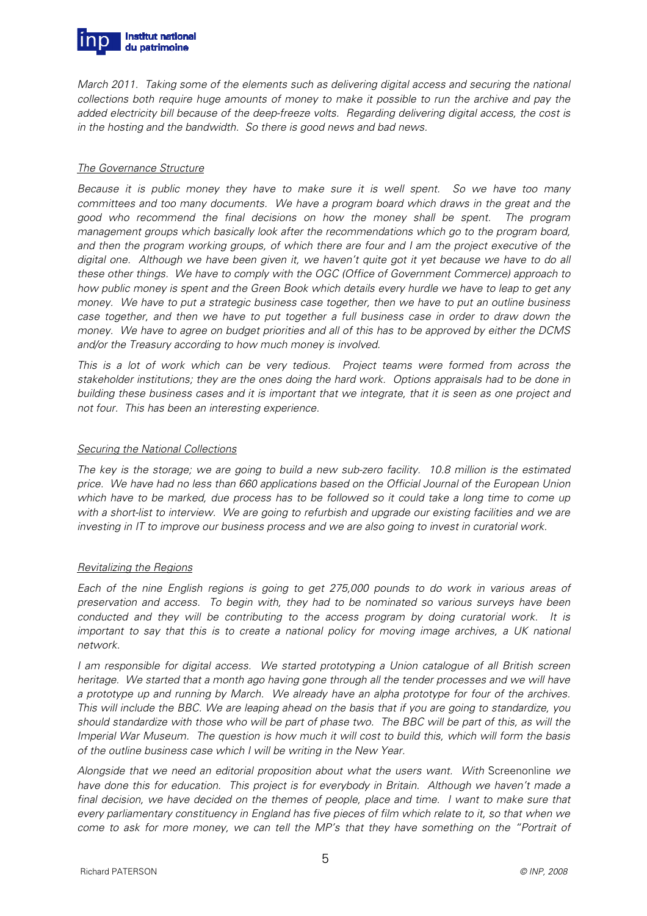*March 2011. Taking some of the elements such as delivering digital access and securing the national collections both require huge amounts of money to make it possible to run the archive and pay the added electricity bill because of the deep-freeze volts. Regarding delivering digital access, the cost is in the hosting and the bandwidth. So there is good news and bad news.*

*The Governance Structure*

*Because it is public money they have to make sure it is well spent. So we have too many committees and too many documents. We have a program board which draws in the great and the good who recommend the final decisions on how the money shall be spent. The program management groups which basically look after the recommendations which go to the program board, and then the program working groups, of which there are four and I am the project executive of the digital one. Although we have been given it, we haven't quite got it yet because we have to do all these other things. We have to comply with the OGC (Office of Government Commerce) approach to how public money is spent and the Green Book which details every hurdle we have to leap to get any money. We have to put a strategic business case together, then we have to put an outline business case together, and then we have to put together a full business case in order to draw down the money. We have to agree on budget priorities and all of this has to be approved by either the DCMS and/or the Treasury according to how much money is involved.*

*This is a lot of work which can be very tedious. Project teams were formed from across the stakeholder institutions; they are the ones doing the hard work. Options appraisals had to be done in building these business cases and it is important that we integrate, that it is seen as one project and not four. This has been an interesting experience.*

*Securing the National Collections*

*The key is the storage; we are going to build a new sub-zero facility. 10.8 million is the estimated price. We have had no less than 660 applications based on the Official Journal of the European Union which have to be marked, due process has to be followed so it could take a long time to come up with a short-list to interview. We are going to refurbish and upgrade our existing facilities and we are investing in IT to improve our business process and we are also going to invest in curatorial work.*

*Revitalizing the Regions*

*Each of the nine English regions is going to get 275,000 pounds to do work in various areas of preservation and access. To begin with, they had to be nominated so various surveys have been conducted and they will be contributing to the access program by doing curatorial work. It is important to say that this is to create a national policy for moving image archives, a UK national network.*

*I am responsible for digital access. We started prototyping a Union catalogue of all British screen heritage. We started that a month ago having gone through all the tender processes and we will have a prototype up and running by March. We already have an alpha prototype for four of the archives. This will include the BBC. We are leaping ahead on the basis that if you are going to standardize, you should standardize with those who will be part of phase two. The BBC will be part of this, as will the Imperial War Museum. The question is how much it will cost to build this, which will form the basis of the outline business case which I will be writing in the New Year.*

*Alongside that we need an editorial proposition about what the users want. With* Screenonline *we have done this for education. This project is for everybody in Britain. Although we haven't made a final decision, we have decided on the themes of people, place and time. I want to make sure that every parliamentary constituency in England has five pieces of film which relate to it, so that when we come to ask for more money, we can tell the MP's that they have something on the "Portrait of*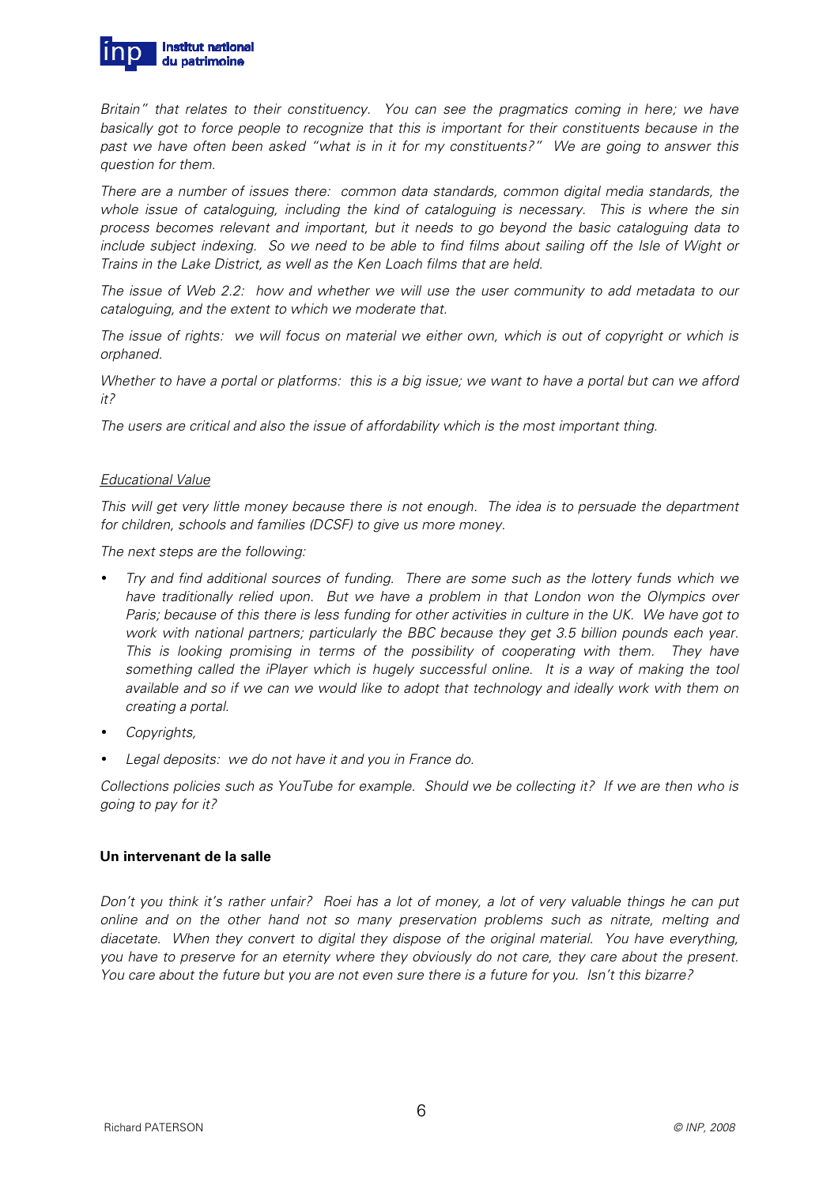*Britain" that relates to their constituency. You can see the pragmatics coming in here; we have basically got to force people to recognize that this is important for their constituents because in the past we have often been asked "what is in it for my constituents?" We are going to answer this question for them.*

*There are a number of issues there: common data standards, common digital media standards, the whole issue of cataloguing, including the kind of cataloguing is necessary. This is where the sin process becomes relevant and important, but it needs to go beyond the basic cataloguing data to include subject indexing. So we need to be able to find films about sailing off the Isle of Wight or Trains in the Lake District, as well as the Ken Loach films that are held.*

*The issue of Web 2.2: how and whether we will use the user community to add metadata to our cataloguing, and the extent to which we moderate that.*

*The issue of rights: we will focus on material we either own, which is out of copyright or which is orphaned.*

*Whether to have a portal or platforms: this is a big issue; we want to have a portal but can we afford it?*

*The users are critical and also the issue of affordability which is the most important thing.*

*Educational Value*

*This will get very little money because there is not enough. The idea is to persuade the department for children, schools and families (DCSF) to give us more money.*

*The next steps are the following:*

- *Try and find additional sources of funding. There are some such as the lottery funds which we have traditionally relied upon. But we have a problem in that London won the Olympics over Paris; because of this there is less funding for other activities in culture in the UK. We have got to work with national partners; particularly the BBC because they get 3.5 billion pounds each year. This is looking promising in terms of the possibility of cooperating with them. They have something called the iPlayer which is hugely successful online. It is a way of making the tool available and so if we can we would like to adopt that technology and ideally work with them on creating a portal.*
- *Copyrights,*
- *Legal deposits: we do not have it and you in France do.*

*Collections policies such as YouTube for example. Should we be collecting it? If we are then who is going to pay for it?*

**Un intervenant de la salle**

*Don't you think it's rather unfair? Roei has a lot of money, a lot of very valuable things he can put online and on the other hand not so many preservation problems such as nitrate, melting and diacetate. When they convert to digital they dispose of the original material. You have everything, you have to preserve for an eternity where they obviously do not care, they care about the present. You care about the future but you are not even sure there is a future for you. Isn't this bizarre?*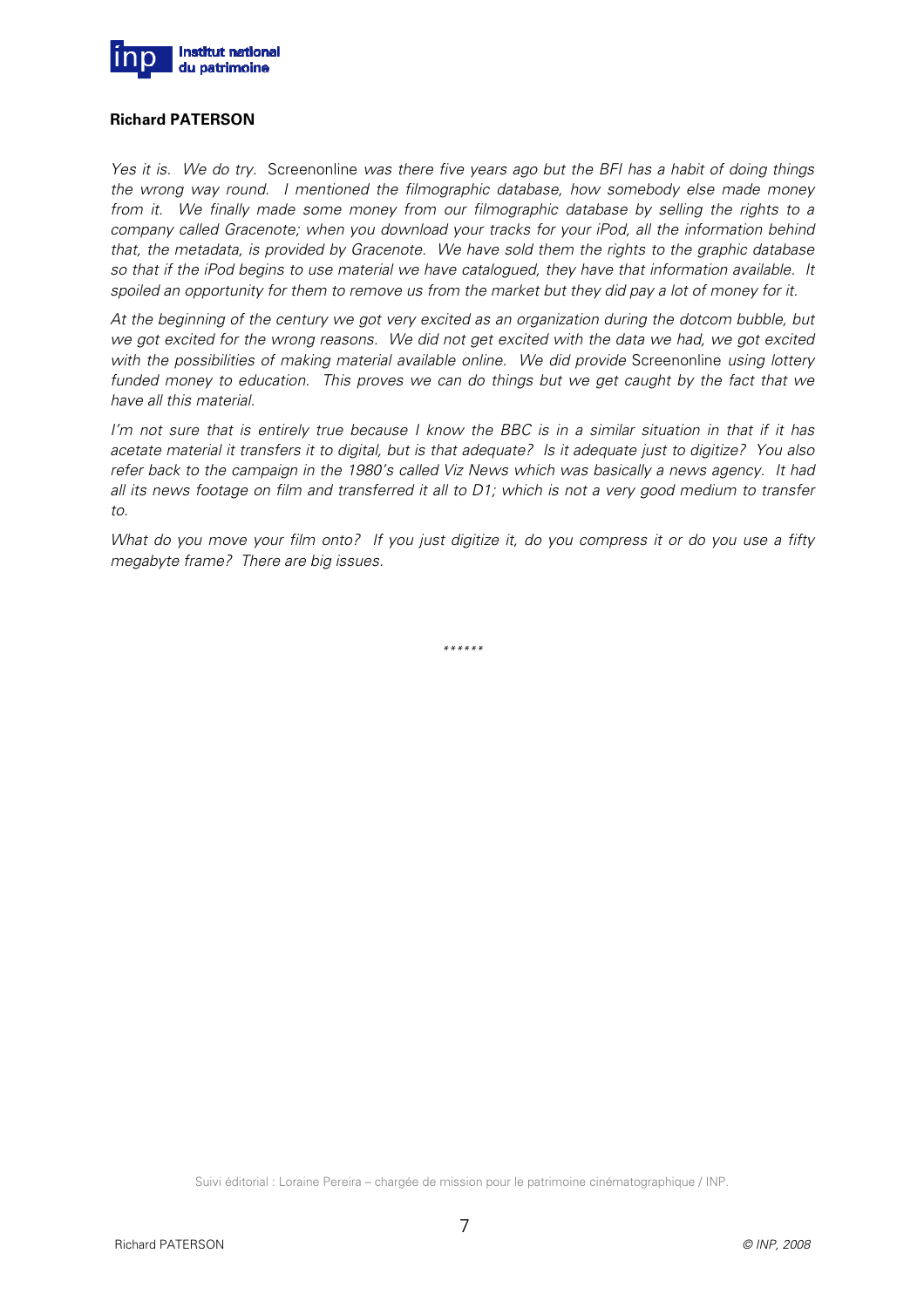**Richard PATERSON**

*Yes it is. We do try.* Screenonline *was there five years ago but the BFI has a habit of doing things the wrong way round. I mentioned the filmographic database, how somebody else made money from it. We finally made some money from our filmographic database by selling the rights to a company called Gracenote; when you download your tracks for your iPod, all the information behind that, the metadata, is provided by Gracenote. We have sold them the rights to the graphic database so that if the iPod begins to use material we have catalogued, they have that information available. It spoiled an opportunity for them to remove us from the market but they did pay a lot of money for it.*

*At the beginning of the century we got very excited as an organization during the dotcom bubble, but we got excited for the wrong reasons. We did not get excited with the data we had, we got excited with the possibilities of making material available online. We did provide* Screenonline *using lottery funded money to education. This proves we can do things but we get caught by the fact that we have all this material.*

*I'm not sure that is entirely true because I know the BBC is in a similar situation in that if it has acetate material it transfers it to digital, but is that adequate? Is it adequate just to digitize? You also refer back to the campaign in the 1980's called Viz News which was basically a news agency. It had all its news footage on film and transferred it all to D1; which is not a very good medium to transfer to.*

*What do you move your film onto? If you just digitize it, do you compress it or do you use a fifty megabyte frame? There are big issues.*

******

Suivi éditorial : Loraine Pereira – chargée de mission pour le patrimoine cinématographique / INP.